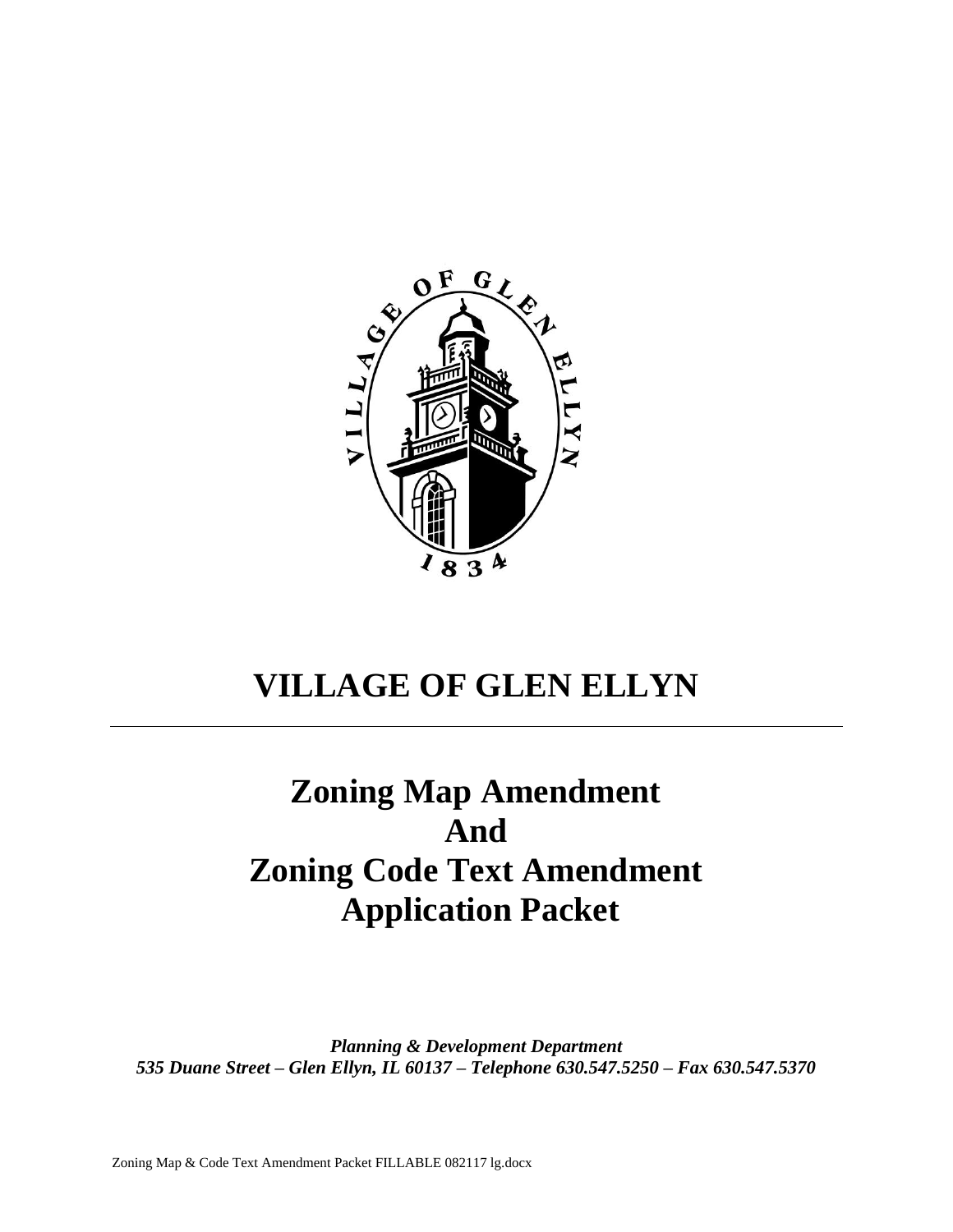# VILLAGE OF GLEN ELLYN

---

# Zoning Map Amendment And Zoning Code Text Amendment Application Packet

***Planning & Development Department***
***535 Duane Street – Glen Ellyn, IL 60137 – Telephone 630.547.5250 – Fax 630.547.5370***

Zoning Map & Code Text Amendment Packet FILLABLE 082117 lg.docx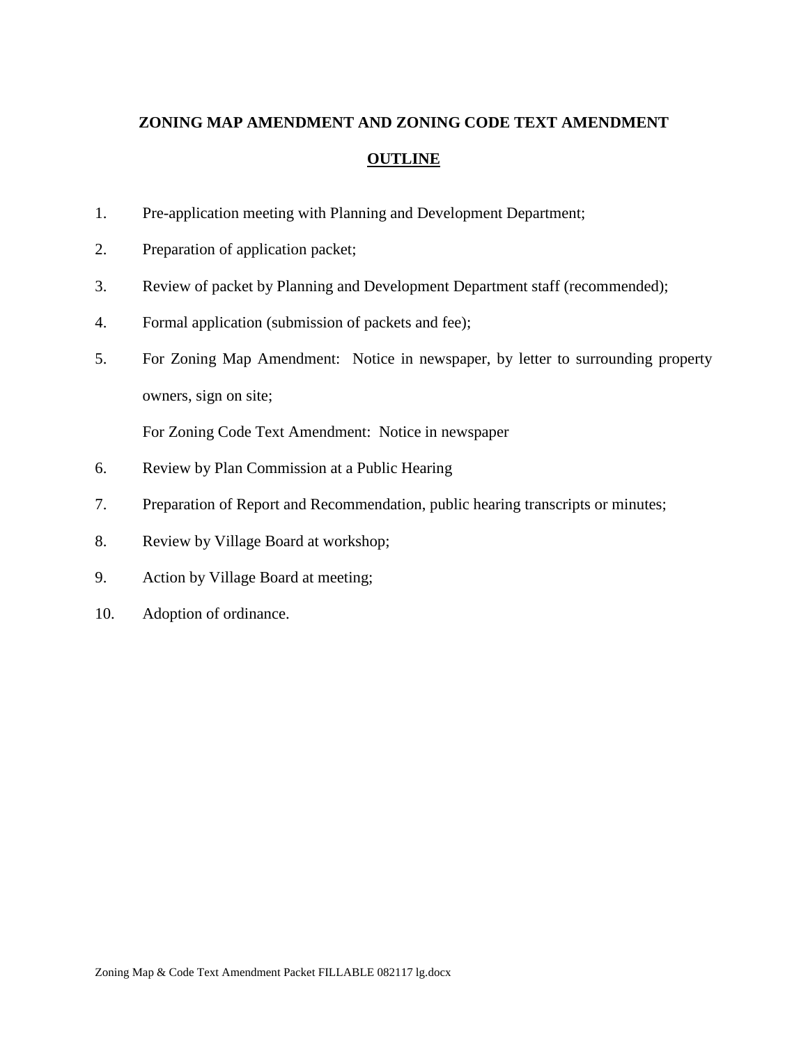## ZONING MAP AMENDMENT AND ZONING CODE TEXT AMENDMENT

## OUTLINE

1. Pre-application meeting with Planning and Development Department;
2. Preparation of application packet;
3. Review of packet by Planning and Development Department staff (recommended);
4. Formal application (submission of packets and fee);
5. For Zoning Map Amendment: Notice in newspaper, by letter to surrounding property owners, sign on site;

   For Zoning Code Text Amendment: Notice in newspaper
6. Review by Plan Commission at a Public Hearing
7. Preparation of Report and Recommendation, public hearing transcripts or minutes;
8. Review by Village Board at workshop;
9. Action by Village Board at meeting;
10. Adoption of ordinance.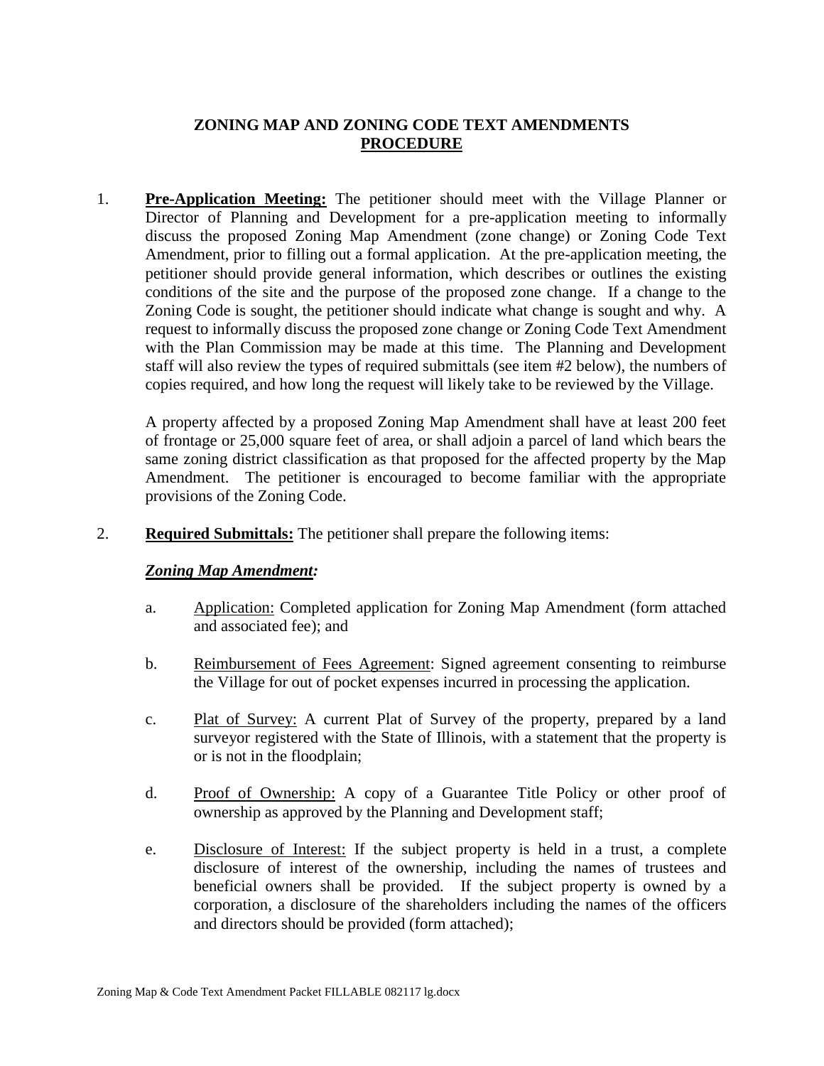# ZONING MAP AND ZONING CODE TEXT AMENDMENTS
## PROCEDURE

1. **Pre-Application Meeting:** The petitioner should meet with the Village Planner or Director of Planning and Development for a pre-application meeting to informally discuss the proposed Zoning Map Amendment (zone change) or Zoning Code Text Amendment, prior to filling out a formal application. At the pre-application meeting, the petitioner should provide general information, which describes or outlines the existing conditions of the site and the purpose of the proposed zone change. If a change to the Zoning Code is sought, the petitioner should indicate what change is sought and why. A request to informally discuss the proposed zone change or Zoning Code Text Amendment with the Plan Commission may be made at this time. The Planning and Development staff will also review the types of required submittals (see item #2 below), the numbers of copies required, and how long the request will likely take to be reviewed by the Village.

   A property affected by a proposed Zoning Map Amendment shall have at least 200 feet of frontage or 25,000 square feet of area, or shall adjoin a parcel of land which bears the same zoning district classification as that proposed for the affected property by the Map Amendment. The petitioner is encouraged to become familiar with the appropriate provisions of the Zoning Code.

2. **Required Submittals:** The petitioner shall prepare the following items:

   ***Zoning Map Amendment:***

   a. Application: Completed application for Zoning Map Amendment (form attached and associated fee); and

   b. Reimbursement of Fees Agreement: Signed agreement consenting to reimburse the Village for out of pocket expenses incurred in processing the application.

   c. Plat of Survey: A current Plat of Survey of the property, prepared by a land surveyor registered with the State of Illinois, with a statement that the property is or is not in the floodplain;

   d. Proof of Ownership: A copy of a Guarantee Title Policy or other proof of ownership as approved by the Planning and Development staff;

   e. Disclosure of Interest: If the subject property is held in a trust, a complete disclosure of interest of the ownership, including the names of trustees and beneficial owners shall be provided. If the subject property is owned by a corporation, a disclosure of the shareholders including the names of the officers and directors should be provided (form attached);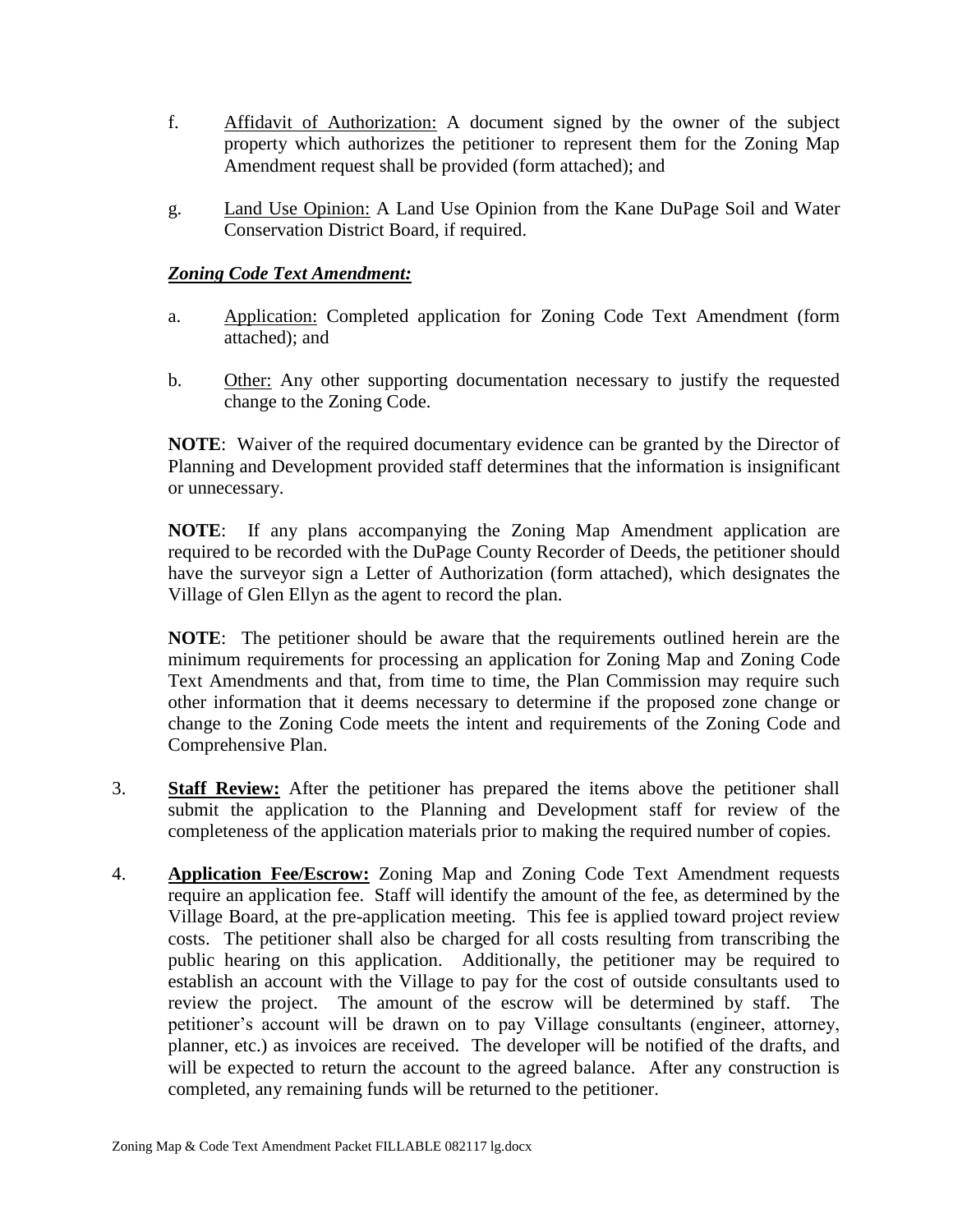f. <u>Affidavit of Authorization:</u> A document signed by the owner of the subject property which authorizes the petitioner to represent them for the Zoning Map Amendment request shall be provided (form attached); and

g. <u>Land Use Opinion:</u> A Land Use Opinion from the Kane DuPage Soil and Water Conservation District Board, if required.

***<u>Zoning Code Text Amendment:</u>***

a. <u>Application:</u> Completed application for Zoning Code Text Amendment (form attached); and

b. <u>Other:</u> Any other supporting documentation necessary to justify the requested change to the Zoning Code.

**NOTE**: Waiver of the required documentary evidence can be granted by the Director of Planning and Development provided staff determines that the information is insignificant or unnecessary.

**NOTE**: If any plans accompanying the Zoning Map Amendment application are required to be recorded with the DuPage County Recorder of Deeds, the petitioner should have the surveyor sign a Letter of Authorization (form attached), which designates the Village of Glen Ellyn as the agent to record the plan.

**NOTE**: The petitioner should be aware that the requirements outlined herein are the minimum requirements for processing an application for Zoning Map and Zoning Code Text Amendments and that, from time to time, the Plan Commission may require such other information that it deems necessary to determine if the proposed zone change or change to the Zoning Code meets the intent and requirements of the Zoning Code and Comprehensive Plan.

3. **<u>Staff Review:</u>** After the petitioner has prepared the items above the petitioner shall submit the application to the Planning and Development staff for review of the completeness of the application materials prior to making the required number of copies.

4. **<u>Application Fee/Escrow:</u>** Zoning Map and Zoning Code Text Amendment requests require an application fee. Staff will identify the amount of the fee, as determined by the Village Board, at the pre-application meeting. This fee is applied toward project review costs. The petitioner shall also be charged for all costs resulting from transcribing the public hearing on this application. Additionally, the petitioner may be required to establish an account with the Village to pay for the cost of outside consultants used to review the project. The amount of the escrow will be determined by staff. The petitioner's account will be drawn on to pay Village consultants (engineer, attorney, planner, etc.) as invoices are received. The developer will be notified of the drafts, and will be expected to return the account to the agreed balance. After any construction is completed, any remaining funds will be returned to the petitioner.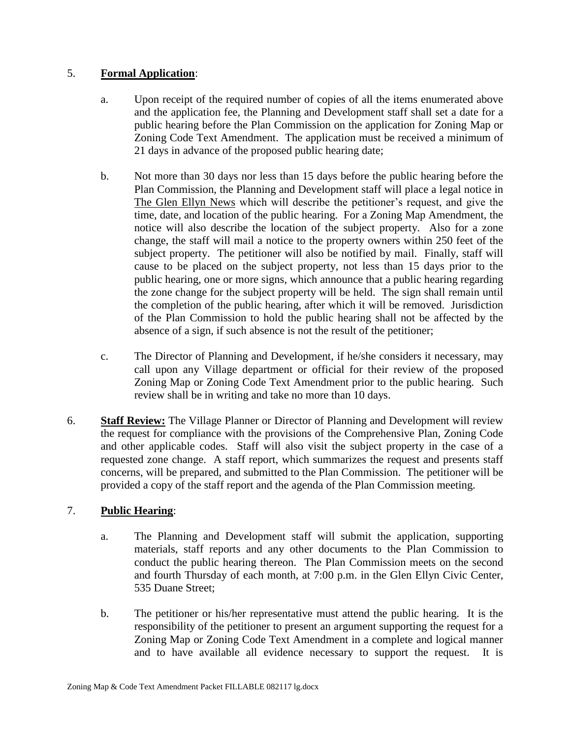5. **Formal Application**:

   a. Upon receipt of the required number of copies of all the items enumerated above and the application fee, the Planning and Development staff shall set a date for a public hearing before the Plan Commission on the application for Zoning Map or Zoning Code Text Amendment. The application must be received a minimum of 21 days in advance of the proposed public hearing date;

   b. Not more than 30 days nor less than 15 days before the public hearing before the Plan Commission, the Planning and Development staff will place a legal notice in The Glen Ellyn News which will describe the petitioner's request, and give the time, date, and location of the public hearing. For a Zoning Map Amendment, the notice will also describe the location of the subject property. Also for a zone change, the staff will mail a notice to the property owners within 250 feet of the subject property. The petitioner will also be notified by mail. Finally, staff will cause to be placed on the subject property, not less than 15 days prior to the public hearing, one or more signs, which announce that a public hearing regarding the zone change for the subject property will be held. The sign shall remain until the completion of the public hearing, after which it will be removed. Jurisdiction of the Plan Commission to hold the public hearing shall not be affected by the absence of a sign, if such absence is not the result of the petitioner;

   c. The Director of Planning and Development, if he/she considers it necessary, may call upon any Village department or official for their review of the proposed Zoning Map or Zoning Code Text Amendment prior to the public hearing. Such review shall be in writing and take no more than 10 days.

6. **Staff Review:** The Village Planner or Director of Planning and Development will review the request for compliance with the provisions of the Comprehensive Plan, Zoning Code and other applicable codes. Staff will also visit the subject property in the case of a requested zone change. A staff report, which summarizes the request and presents staff concerns, will be prepared, and submitted to the Plan Commission. The petitioner will be provided a copy of the staff report and the agenda of the Plan Commission meeting.

7. **Public Hearing**:

   a. The Planning and Development staff will submit the application, supporting materials, staff reports and any other documents to the Plan Commission to conduct the public hearing thereon. The Plan Commission meets on the second and fourth Thursday of each month, at 7:00 p.m. in the Glen Ellyn Civic Center, 535 Duane Street;

   b. The petitioner or his/her representative must attend the public hearing. It is the responsibility of the petitioner to present an argument supporting the request for a Zoning Map or Zoning Code Text Amendment in a complete and logical manner and to have available all evidence necessary to support the request. It is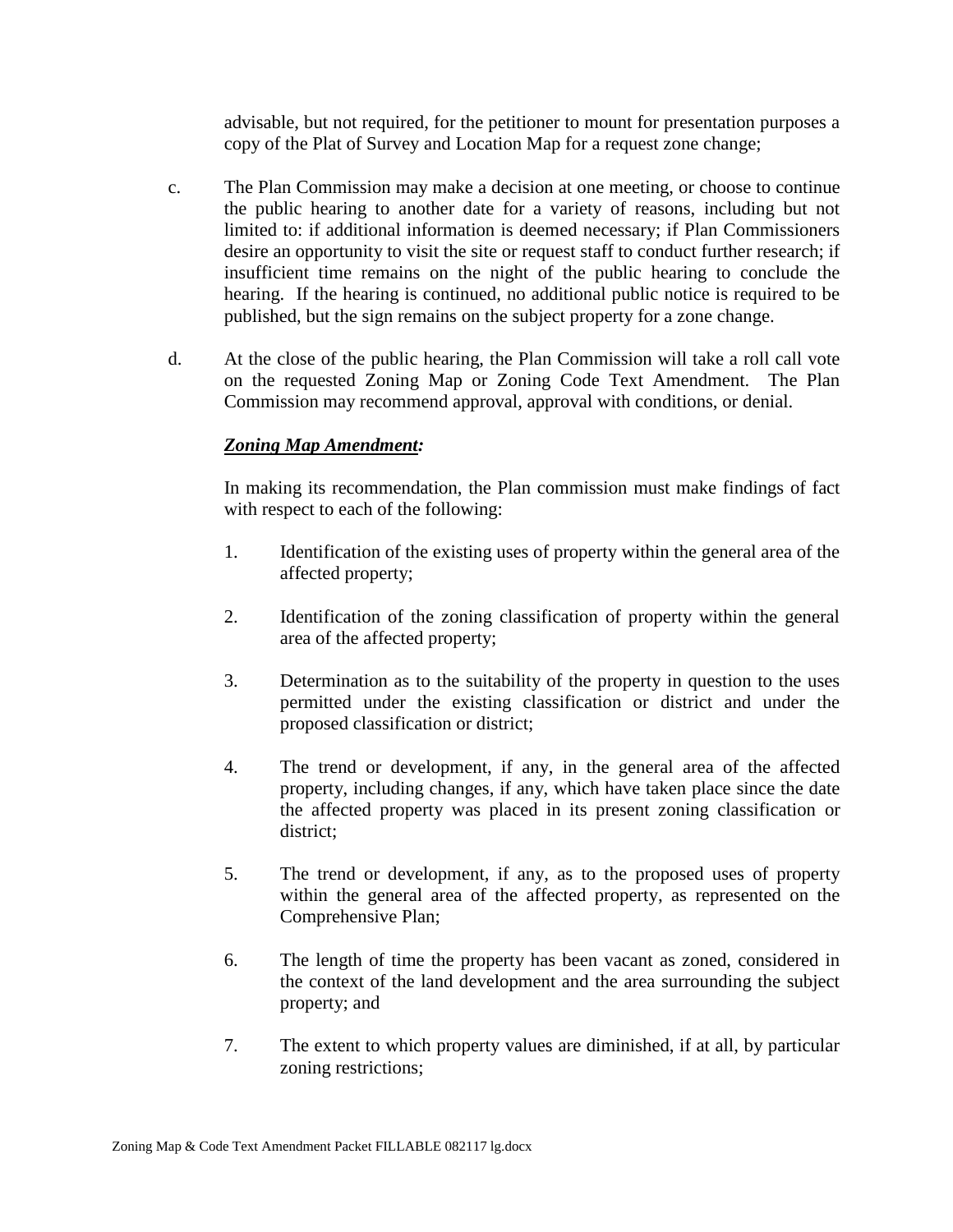advisable, but not required, for the petitioner to mount for presentation purposes a copy of the Plat of Survey and Location Map for a request zone change;

c. The Plan Commission may make a decision at one meeting, or choose to continue the public hearing to another date for a variety of reasons, including but not limited to: if additional information is deemed necessary; if Plan Commissioners desire an opportunity to visit the site or request staff to conduct further research; if insufficient time remains on the night of the public hearing to conclude the hearing. If the hearing is continued, no additional public notice is required to be published, but the sign remains on the subject property for a zone change.

d. At the close of the public hearing, the Plan Commission will take a roll call vote on the requested Zoning Map or Zoning Code Text Amendment. The Plan Commission may recommend approval, approval with conditions, or denial.

***Zoning Map Amendment:***

In making its recommendation, the Plan commission must make findings of fact with respect to each of the following:

1. Identification of the existing uses of property within the general area of the affected property;

2. Identification of the zoning classification of property within the general area of the affected property;

3. Determination as to the suitability of the property in question to the uses permitted under the existing classification or district and under the proposed classification or district;

4. The trend or development, if any, in the general area of the affected property, including changes, if any, which have taken place since the date the affected property was placed in its present zoning classification or district;

5. The trend or development, if any, as to the proposed uses of property within the general area of the affected property, as represented on the Comprehensive Plan;

6. The length of time the property has been vacant as zoned, considered in the context of the land development and the area surrounding the subject property; and

7. The extent to which property values are diminished, if at all, by particular zoning restrictions;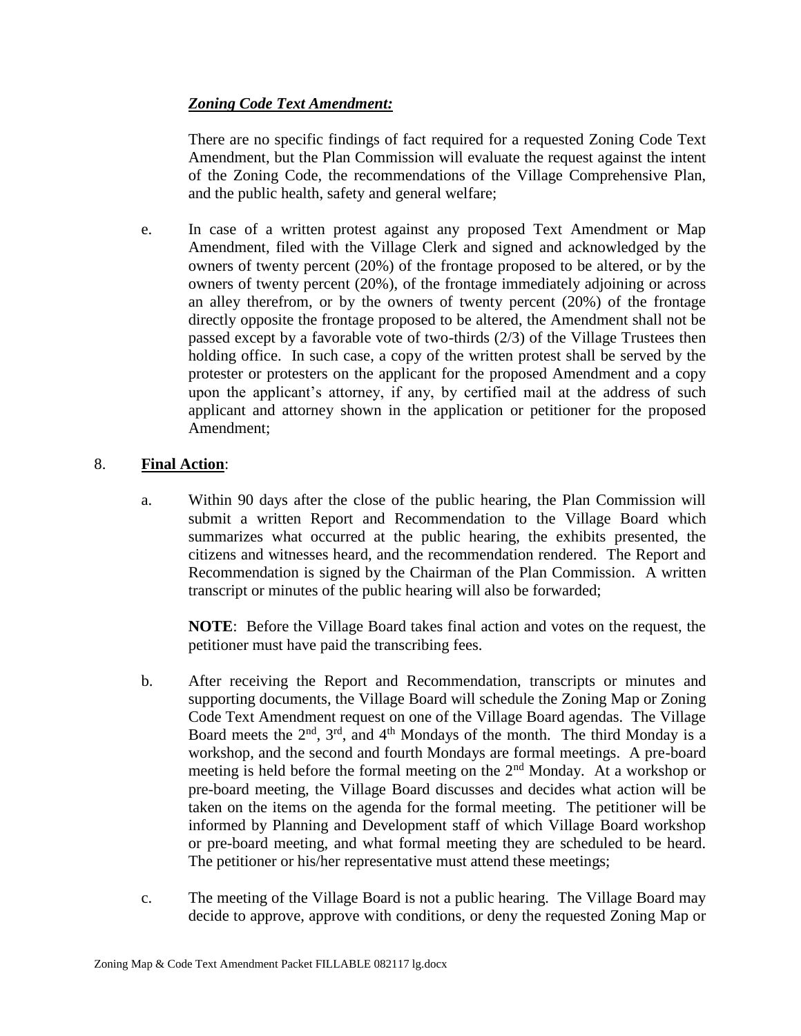***Zoning Code Text Amendment:***

There are no specific findings of fact required for a requested Zoning Code Text Amendment, but the Plan Commission will evaluate the request against the intent of the Zoning Code, the recommendations of the Village Comprehensive Plan, and the public health, safety and general welfare;

e. In case of a written protest against any proposed Text Amendment or Map Amendment, filed with the Village Clerk and signed and acknowledged by the owners of twenty percent (20%) of the frontage proposed to be altered, or by the owners of twenty percent (20%), of the frontage immediately adjoining or across an alley therefrom, or by the owners of twenty percent (20%) of the frontage directly opposite the frontage proposed to be altered, the Amendment shall not be passed except by a favorable vote of two-thirds (2/3) of the Village Trustees then holding office. In such case, a copy of the written protest shall be served by the protester or protesters on the applicant for the proposed Amendment and a copy upon the applicant's attorney, if any, by certified mail at the address of such applicant and attorney shown in the application or petitioner for the proposed Amendment;

8. **Final Action**:

a. Within 90 days after the close of the public hearing, the Plan Commission will submit a written Report and Recommendation to the Village Board which summarizes what occurred at the public hearing, the exhibits presented, the citizens and witnesses heard, and the recommendation rendered. The Report and Recommendation is signed by the Chairman of the Plan Commission. A written transcript or minutes of the public hearing will also be forwarded;

**NOTE**: Before the Village Board takes final action and votes on the request, the petitioner must have paid the transcribing fees.

b. After receiving the Report and Recommendation, transcripts or minutes and supporting documents, the Village Board will schedule the Zoning Map or Zoning Code Text Amendment request on one of the Village Board agendas. The Village Board meets the 2nd, 3rd, and 4th Mondays of the month. The third Monday is a workshop, and the second and fourth Mondays are formal meetings. A pre-board meeting is held before the formal meeting on the 2nd Monday. At a workshop or pre-board meeting, the Village Board discusses and decides what action will be taken on the items on the agenda for the formal meeting. The petitioner will be informed by Planning and Development staff of which Village Board workshop or pre-board meeting, and what formal meeting they are scheduled to be heard. The petitioner or his/her representative must attend these meetings;

c. The meeting of the Village Board is not a public hearing. The Village Board may decide to approve, approve with conditions, or deny the requested Zoning Map or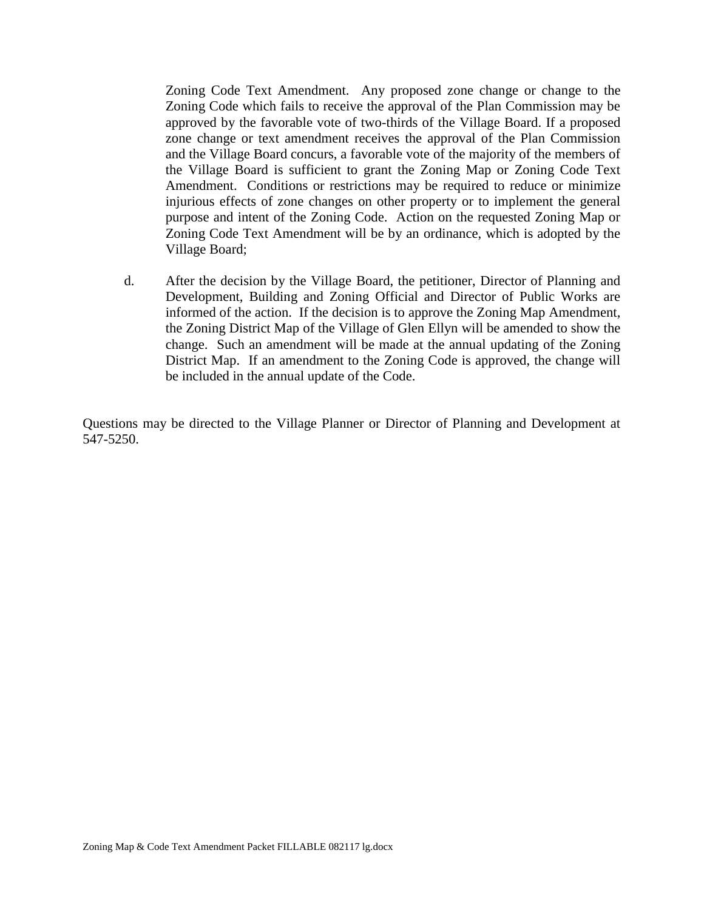Zoning Code Text Amendment. Any proposed zone change or change to the Zoning Code which fails to receive the approval of the Plan Commission may be approved by the favorable vote of two-thirds of the Village Board. If a proposed zone change or text amendment receives the approval of the Plan Commission and the Village Board concurs, a favorable vote of the majority of the members of the Village Board is sufficient to grant the Zoning Map or Zoning Code Text Amendment. Conditions or restrictions may be required to reduce or minimize injurious effects of zone changes on other property or to implement the general purpose and intent of the Zoning Code. Action on the requested Zoning Map or Zoning Code Text Amendment will be by an ordinance, which is adopted by the Village Board;

d. After the decision by the Village Board, the petitioner, Director of Planning and Development, Building and Zoning Official and Director of Public Works are informed of the action. If the decision is to approve the Zoning Map Amendment, the Zoning District Map of the Village of Glen Ellyn will be amended to show the change. Such an amendment will be made at the annual updating of the Zoning District Map. If an amendment to the Zoning Code is approved, the change will be included in the annual update of the Code.

Questions may be directed to the Village Planner or Director of Planning and Development at 547-5250.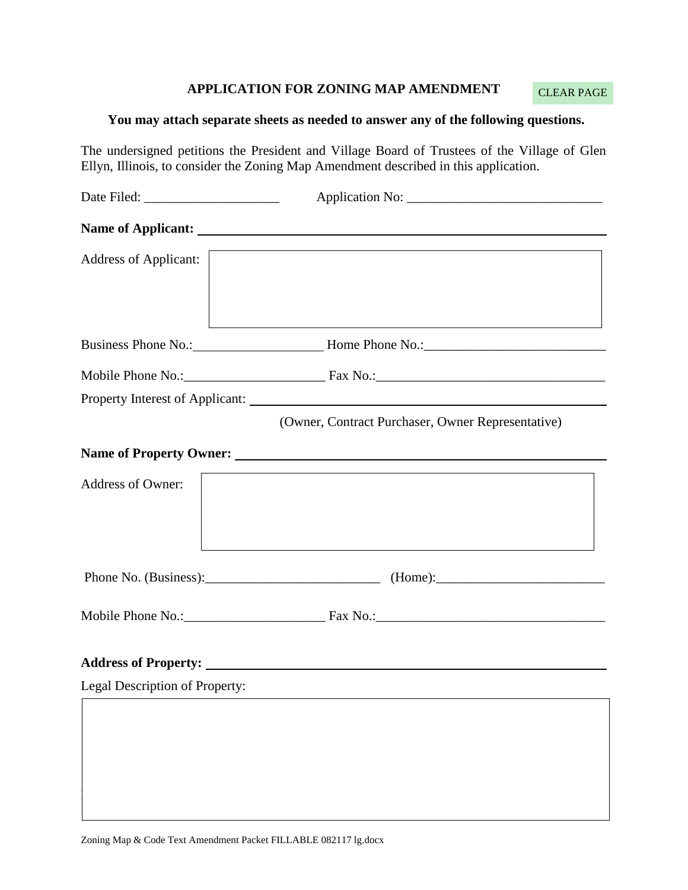# APPLICATION FOR ZONING MAP AMENDMENT

CLEAR PAGE

**You may attach separate sheets as needed to answer any of the following questions.**

The undersigned petitions the President and Village Board of Trustees of the Village of Glen Ellyn, Illinois, to consider the Zoning Map Amendment described in this application.

Date Filed: ____________________ Application No: _____________________________

**Name of Applicant:** ______________________________________________________________

Address of Applicant:

Business Phone No.:____________________ Home Phone No.:___________________________

Mobile Phone No.:_____________________ Fax No.:__________________________________

Property Interest of Applicant: ___________________________________________________

(Owner, Contract Purchaser, Owner Representative)

**Name of Property Owner:** _______________________________________________________

Address of Owner:

Phone No. (Business):__________________________ (Home):_________________________

Mobile Phone No.:_____________________ Fax No.:__________________________________

**Address of Property:** __________________________________________________________

Legal Description of Property:

Zoning Map & Code Text Amendment Packet FILLABLE 082117 lg.docx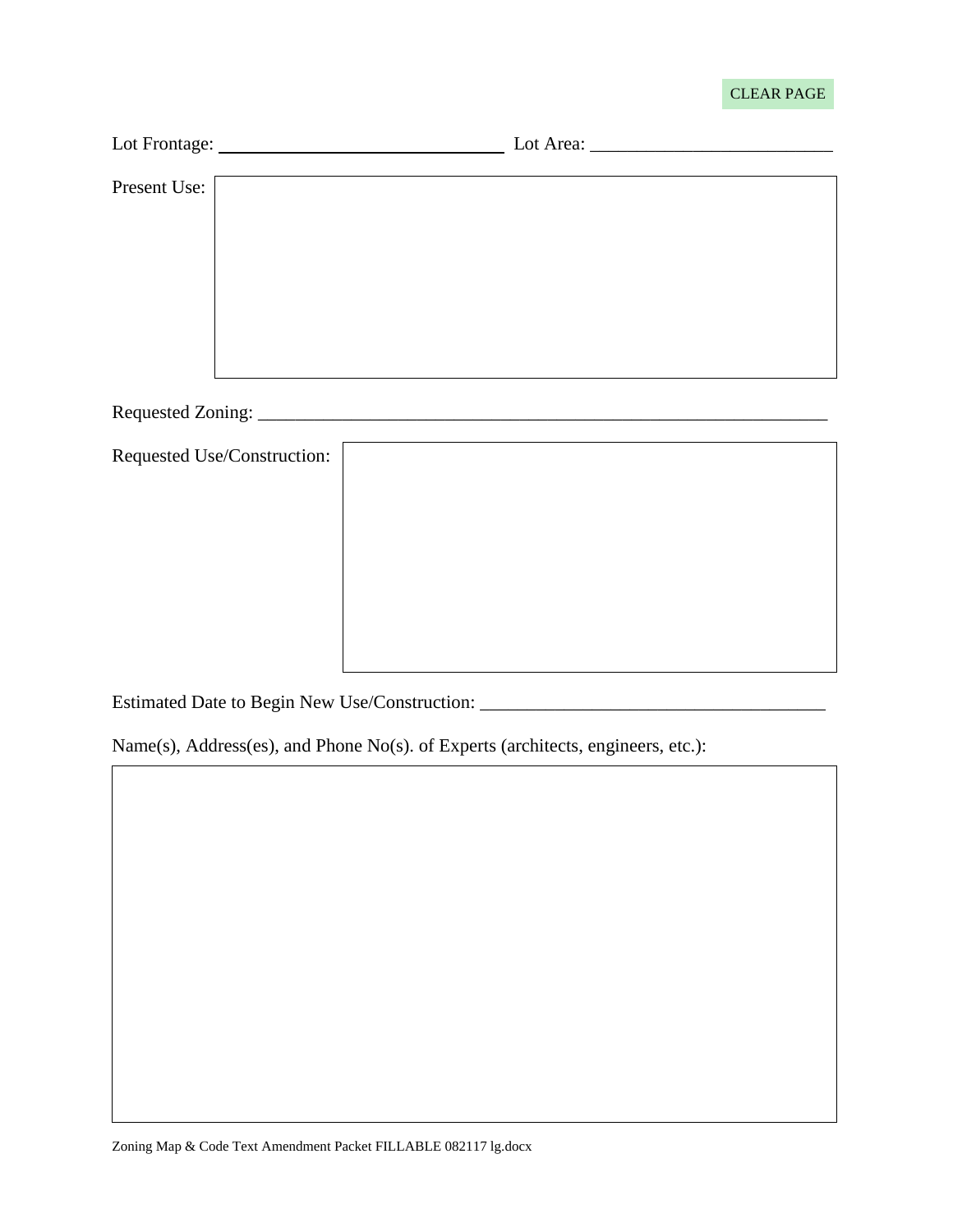CLEAR PAGE

Lot Frontage: ______________________________ Lot Area: _________________________

Present Use:

Requested Zoning: ____________________________________________________________

Requested Use/Construction:

Estimated Date to Begin New Use/Construction: ____________________________________

Name(s), Address(es), and Phone No(s). of Experts (architects, engineers, etc.):

Zoning Map & Code Text Amendment Packet FILLABLE 082117 lg.docx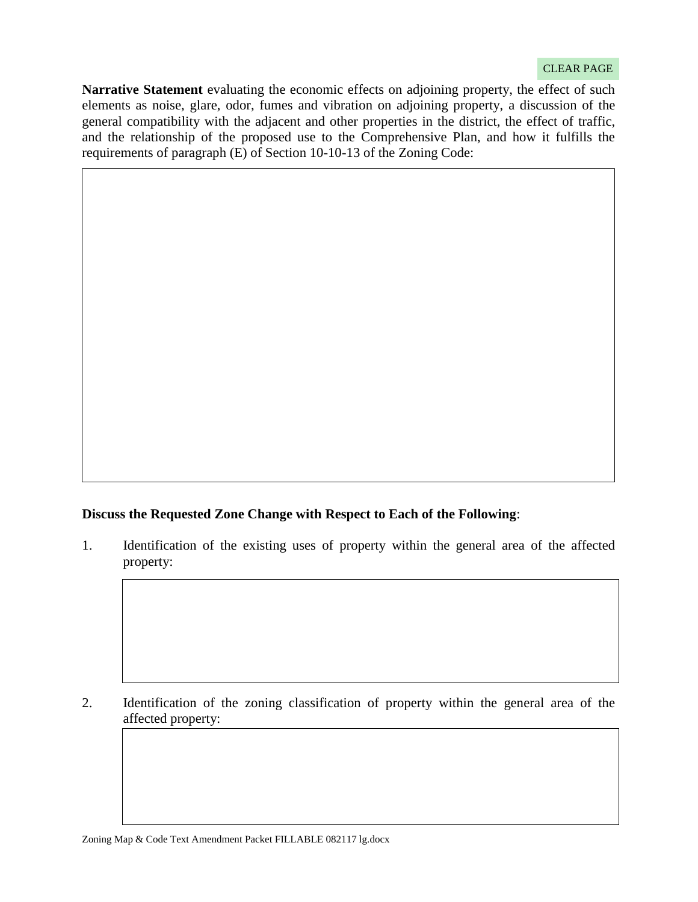CLEAR PAGE

**Narrative Statement** evaluating the economic effects on adjoining property, the effect of such elements as noise, glare, odor, fumes and vibration on adjoining property, a discussion of the general compatibility with the adjacent and other properties in the district, the effect of traffic, and the relationship of the proposed use to the Comprehensive Plan, and how it fulfills the requirements of paragraph (E) of Section 10-10-13 of the Zoning Code:

**Discuss the Requested Zone Change with Respect to Each of the Following**:

1. Identification of the existing uses of property within the general area of the affected property:

2. Identification of the zoning classification of property within the general area of the affected property: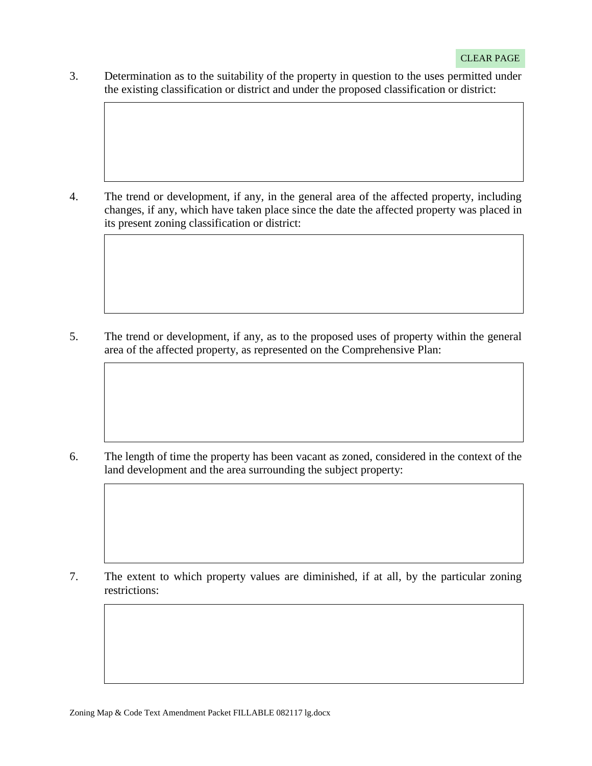CLEAR PAGE

3. Determination as to the suitability of the property in question to the uses permitted under the existing classification or district and under the proposed classification or district:

4. The trend or development, if any, in the general area of the affected property, including changes, if any, which have taken place since the date the affected property was placed in its present zoning classification or district:

5. The trend or development, if any, as to the proposed uses of property within the general area of the affected property, as represented on the Comprehensive Plan:

6. The length of time the property has been vacant as zoned, considered in the context of the land development and the area surrounding the subject property:

7. The extent to which property values are diminished, if at all, by the particular zoning restrictions: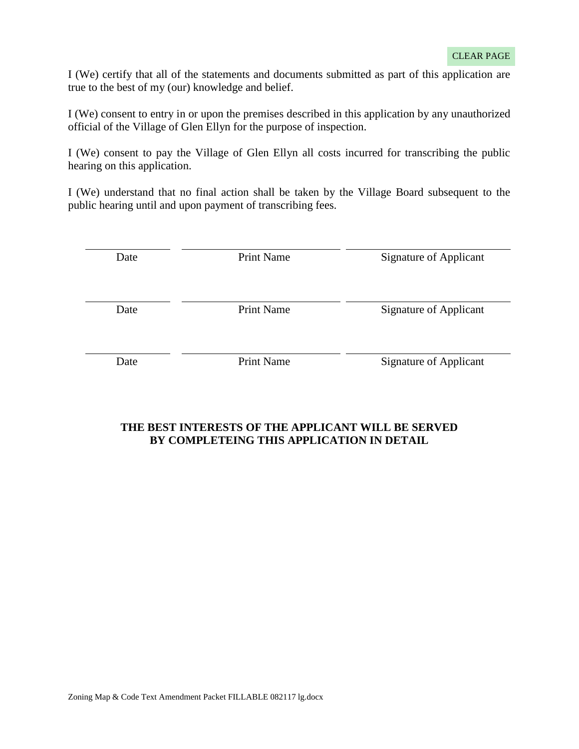CLEAR PAGE

I (We) certify that all of the statements and documents submitted as part of this application are true to the best of my (our) knowledge and belief.

I (We) consent to entry in or upon the premises described in this application by any unauthorized official of the Village of Glen Ellyn for the purpose of inspection.

I (We) consent to pay the Village of Glen Ellyn all costs incurred for transcribing the public hearing on this application.

I (We) understand that no final action shall be taken by the Village Board subsequent to the public hearing until and upon payment of transcribing fees.

| Date | Print Name | Signature of Applicant |
| --- | --- | --- |
| | | |
| Date | Print Name | Signature of Applicant |
| | | |
| Date | Print Name | Signature of Applicant |

**THE BEST INTERESTS OF THE APPLICANT WILL BE SERVED BY COMPLETEING THIS APPLICATION IN DETAIL**

Zoning Map & Code Text Amendment Packet FILLABLE 082117 lg.docx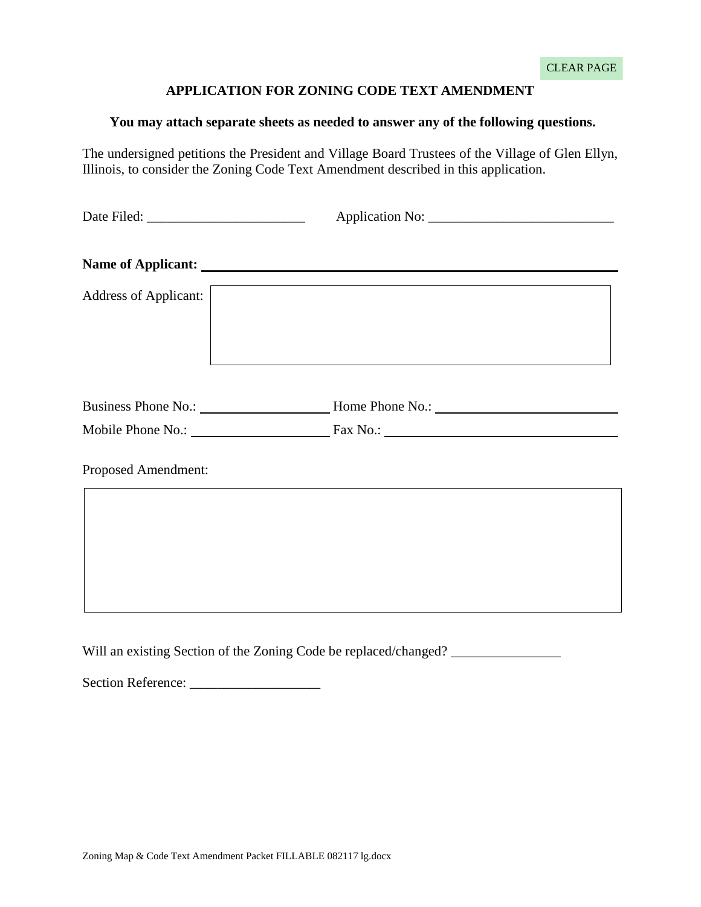CLEAR PAGE

# APPLICATION FOR ZONING CODE TEXT AMENDMENT

**You may attach separate sheets as needed to answer any of the following questions.**

The undersigned petitions the President and Village Board Trustees of the Village of Glen Ellyn, Illinois, to consider the Zoning Code Text Amendment described in this application.

Date Filed: _______________________ Application No: ___________________________

**Name of Applicant:** ____________________________________________________________

Address of Applicant:

Business Phone No.: ___________________ Home Phone No.: ___________________________

Mobile Phone No.: ____________________ Fax No.: ___________________________________

Proposed Amendment:

Will an existing Section of the Zoning Code be replaced/changed? ________________

Section Reference: ___________________

Zoning Map & Code Text Amendment Packet FILLABLE 082117 lg.docx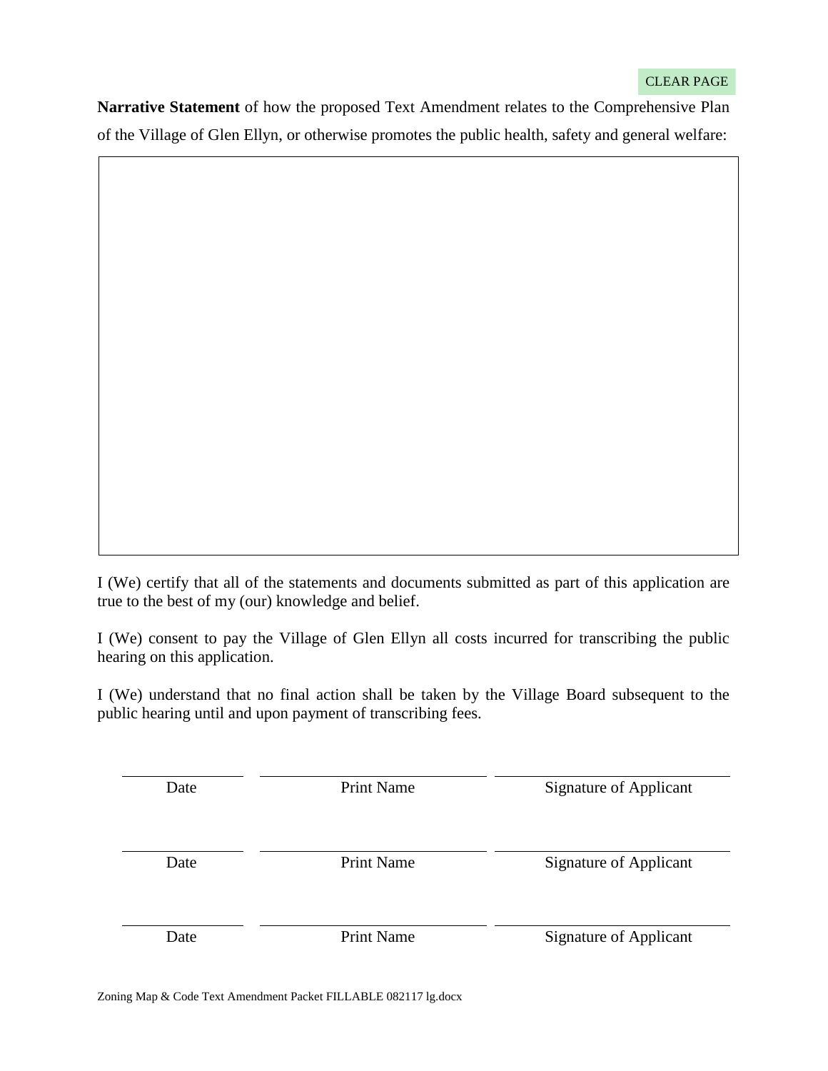CLEAR PAGE

**Narrative Statement** of how the proposed Text Amendment relates to the Comprehensive Plan of the Village of Glen Ellyn, or otherwise promotes the public health, safety and general welfare:

I (We) certify that all of the statements and documents submitted as part of this application are true to the best of my (our) knowledge and belief.

I (We) consent to pay the Village of Glen Ellyn all costs incurred for transcribing the public hearing on this application.

I (We) understand that no final action shall be taken by the Village Board subsequent to the public hearing until and upon payment of transcribing fees.

| Date | Print Name | Signature of Applicant |
|---|---|---|
| | | |
| Date | Print Name | Signature of Applicant |
| | | |
| Date | Print Name | Signature of Applicant |

Zoning Map & Code Text Amendment Packet FILLABLE 082117 lg.docx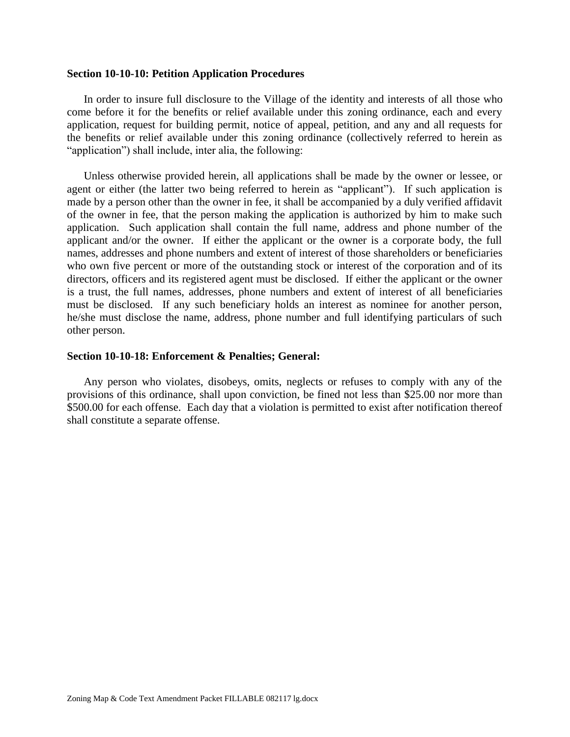**Section 10-10-10: Petition Application Procedures**

In order to insure full disclosure to the Village of the identity and interests of all those who come before it for the benefits or relief available under this zoning ordinance, each and every application, request for building permit, notice of appeal, petition, and any and all requests for the benefits or relief available under this zoning ordinance (collectively referred to herein as "application") shall include, inter alia, the following:

Unless otherwise provided herein, all applications shall be made by the owner or lessee, or agent or either (the latter two being referred to herein as "applicant"). If such application is made by a person other than the owner in fee, it shall be accompanied by a duly verified affidavit of the owner in fee, that the person making the application is authorized by him to make such application. Such application shall contain the full name, address and phone number of the applicant and/or the owner. If either the applicant or the owner is a corporate body, the full names, addresses and phone numbers and extent of interest of those shareholders or beneficiaries who own five percent or more of the outstanding stock or interest of the corporation and of its directors, officers and its registered agent must be disclosed. If either the applicant or the owner is a trust, the full names, addresses, phone numbers and extent of interest of all beneficiaries must be disclosed. If any such beneficiary holds an interest as nominee for another person, he/she must disclose the name, address, phone number and full identifying particulars of such other person.

**Section 10-10-18: Enforcement & Penalties; General:**

Any person who violates, disobeys, omits, neglects or refuses to comply with any of the provisions of this ordinance, shall upon conviction, be fined not less than $25.00 nor more than $500.00 for each offense. Each day that a violation is permitted to exist after notification thereof shall constitute a separate offense.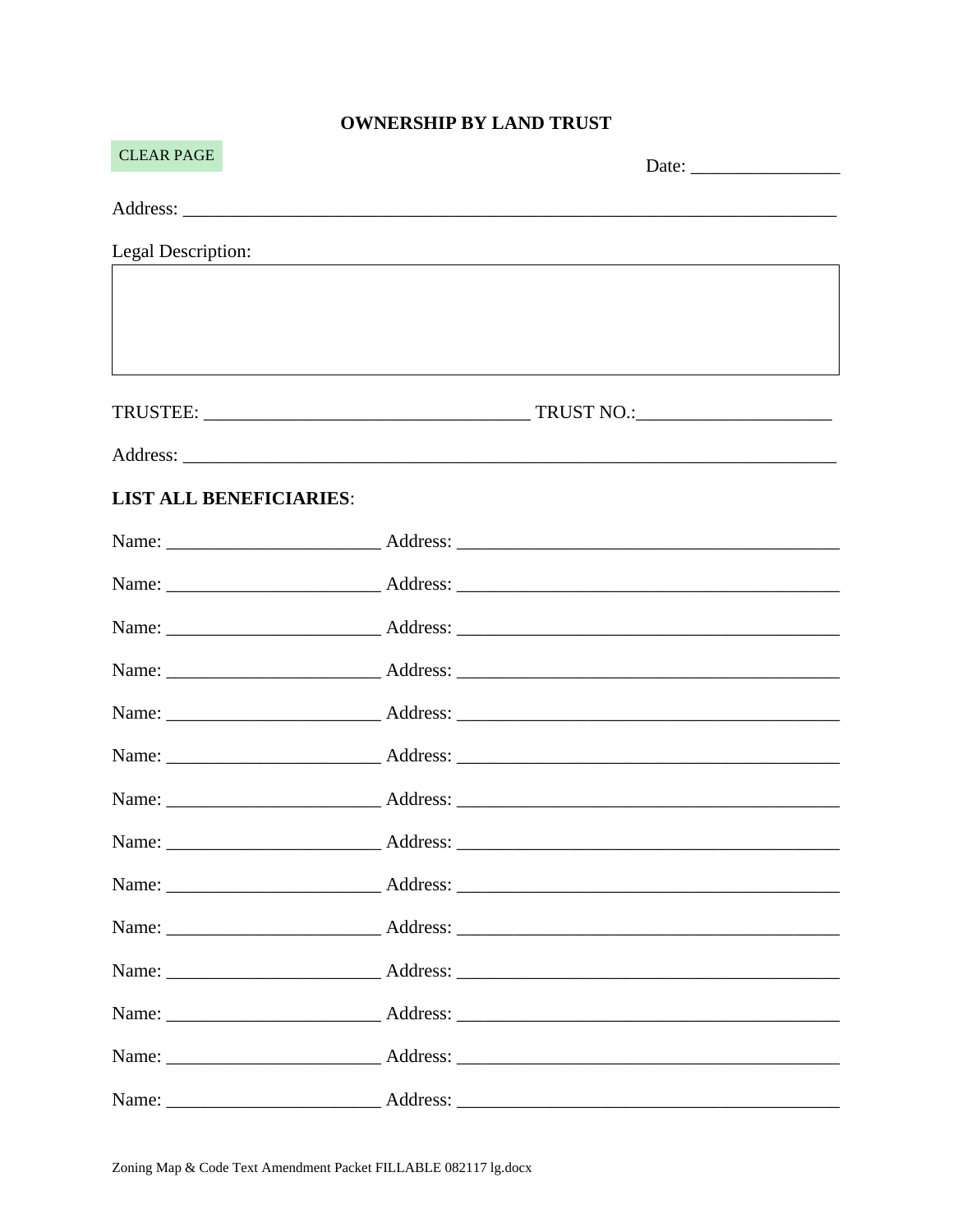# OWNERSHIP BY LAND TRUST

CLEAR PAGE

Date: ________________

Address: ______________________________________________________________________

Legal Description:

| |
|---|
| |

TRUSTEE: ___________________________________ TRUST NO.:_____________________

Address: ______________________________________________________________________

**LIST ALL BENEFICIARIES**:

Name: _______________________ Address: _________________________________________

Name: _______________________ Address: _________________________________________

Name: _______________________ Address: _________________________________________

Name: _______________________ Address: _________________________________________

Name: _______________________ Address: _________________________________________

Name: _______________________ Address: _________________________________________

Name: _______________________ Address: _________________________________________

Name: _______________________ Address: _________________________________________

Name: _______________________ Address: _________________________________________

Name: _______________________ Address: _________________________________________

Name: _______________________ Address: _________________________________________

Name: _______________________ Address: _________________________________________

Name: _______________________ Address: _________________________________________

Name: _______________________ Address: _________________________________________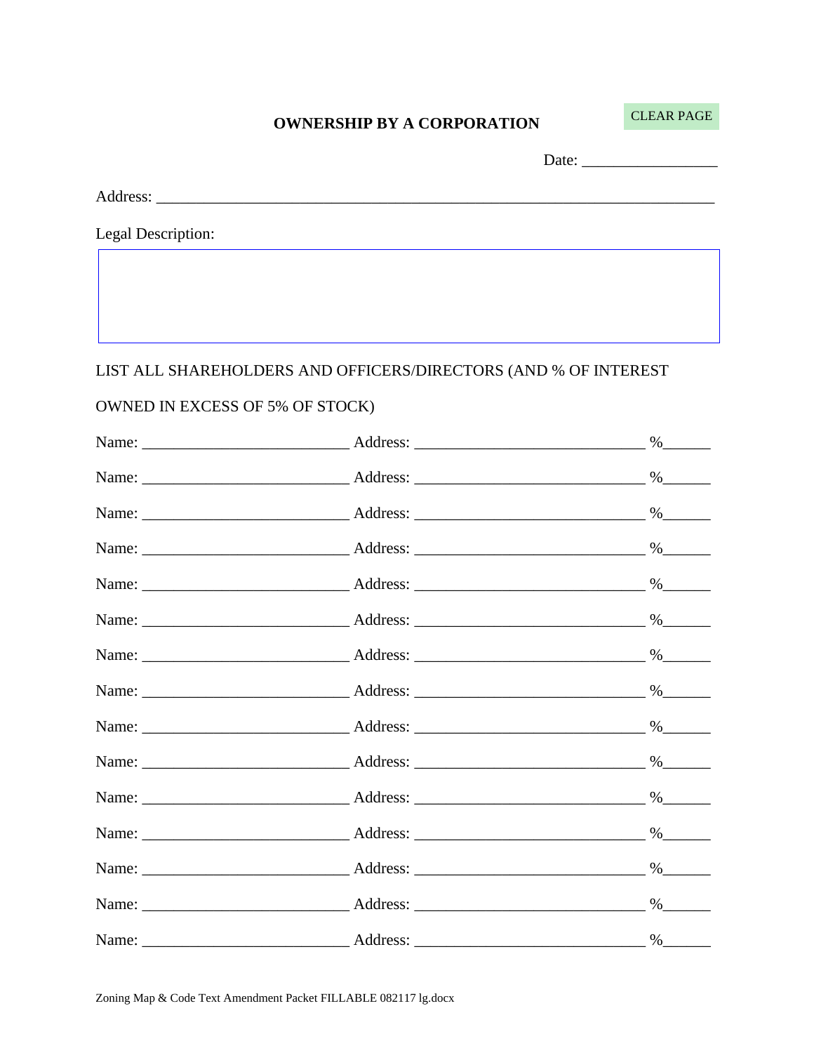## OWNERSHIP BY A CORPORATION

CLEAR PAGE

Date: _________________

Address: ________________________________________________________________________

Legal Description:

LIST ALL SHAREHOLDERS AND OFFICERS/DIRECTORS (AND % OF INTEREST OWNED IN EXCESS OF 5% OF STOCK)

Name: __________________________ Address: _____________________________ %______

Name: __________________________ Address: _____________________________ %______

Name: __________________________ Address: _____________________________ %______

Name: __________________________ Address: _____________________________ %______

Name: __________________________ Address: _____________________________ %______

Name: __________________________ Address: _____________________________ %______

Name: __________________________ Address: _____________________________ %______

Name: __________________________ Address: _____________________________ %______

Name: __________________________ Address: _____________________________ %______

Name: __________________________ Address: _____________________________ %______

Name: __________________________ Address: _____________________________ %______

Name: __________________________ Address: _____________________________ %______

Name: __________________________ Address: _____________________________ %______

Name: __________________________ Address: _____________________________ %______

Name: __________________________ Address: _____________________________ %______

Zoning Map & Code Text Amendment Packet FILLABLE 082117 lg.docx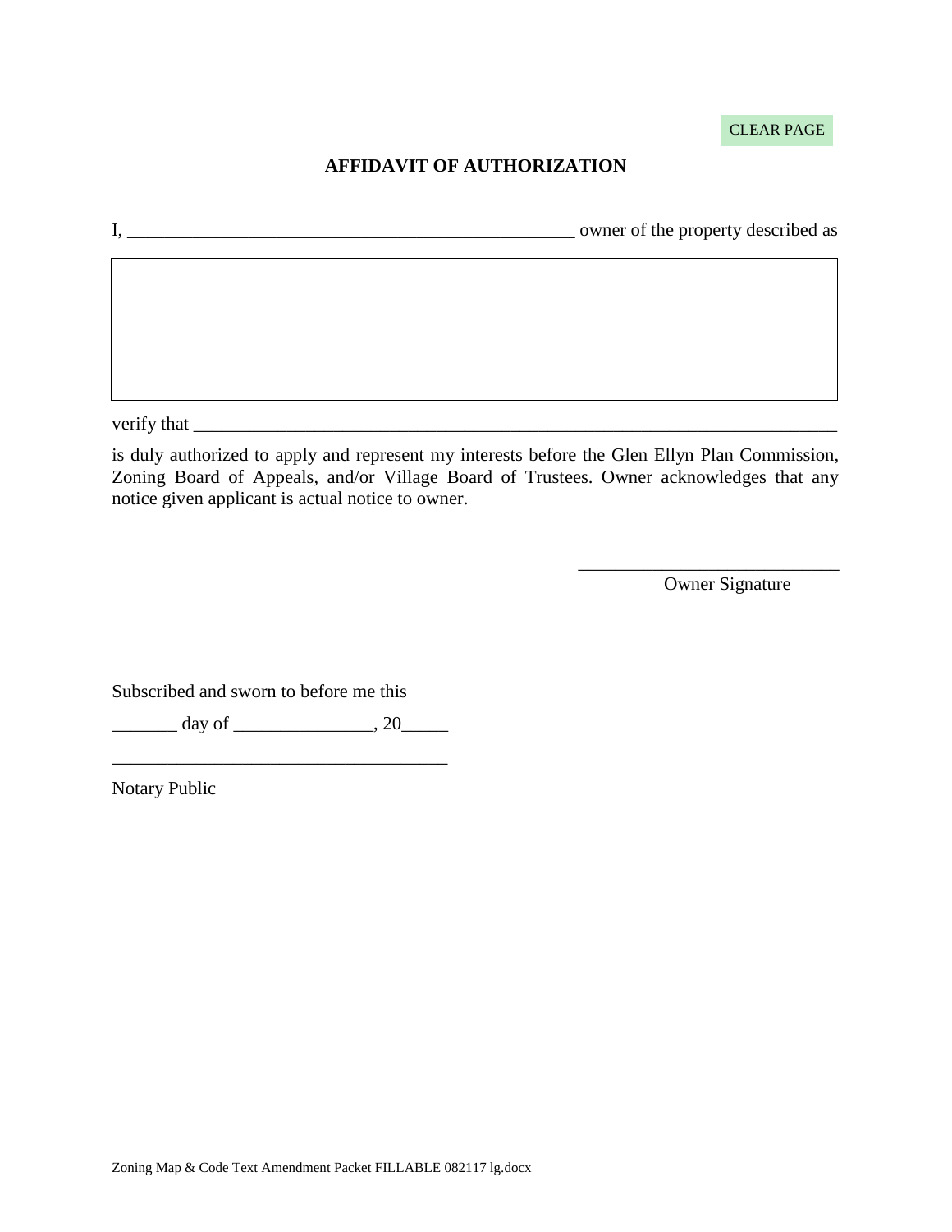CLEAR PAGE

## AFFIDAVIT OF AUTHORIZATION

I, __________________________________________________ owner of the property described as

|  |
| --- |
|  |

verify that ________________________________________________________________________

is duly authorized to apply and represent my interests before the Glen Ellyn Plan Commission, Zoning Board of Appeals, and/or Village Board of Trustees. Owner acknowledges that any notice given applicant is actual notice to owner.

_____________________________
Owner Signature

Subscribed and sworn to before me this

_______ day of _______________, 20_____

____________________________________
Notary Public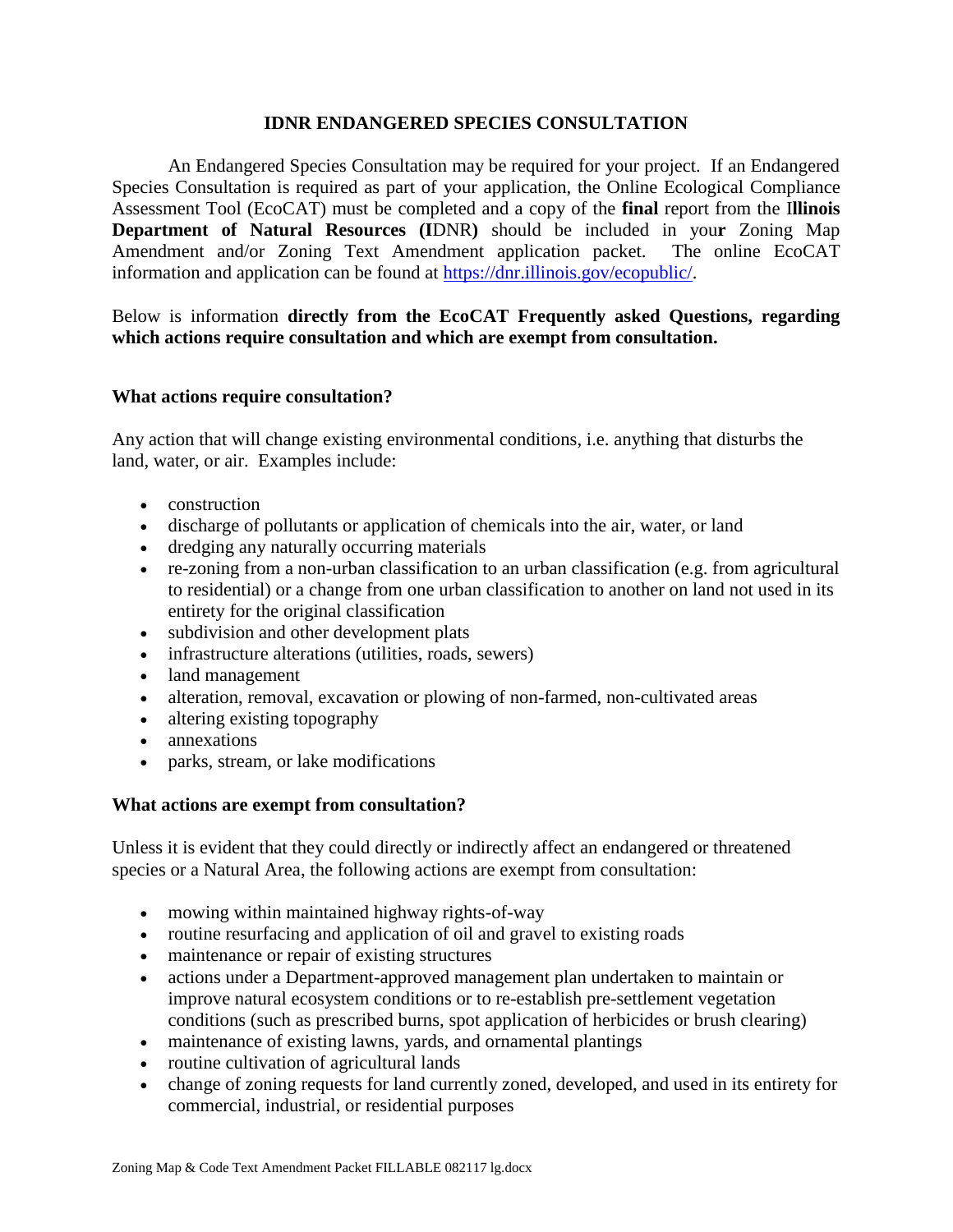# IDNR ENDANGERED SPECIES CONSULTATION

An Endangered Species Consultation may be required for your project. If an Endangered Species Consultation is required as part of your application, the Online Ecological Compliance Assessment Tool (EcoCAT) must be completed and a copy of the **final** report from the **Illinois Department of Natural Resources (IDNR)** should be included in your Zoning Map Amendment and/or Zoning Text Amendment application packet. The online EcoCAT information and application can be found at https://dnr.illinois.gov/ecopublic/.

Below is information **directly from the EcoCAT Frequently asked Questions, regarding which actions require consultation and which are exempt from consultation.**

**What actions require consultation?**

Any action that will change existing environmental conditions, i.e. anything that disturbs the land, water, or air. Examples include:

- construction
- discharge of pollutants or application of chemicals into the air, water, or land
- dredging any naturally occurring materials
- re-zoning from a non-urban classification to an urban classification (e.g. from agricultural to residential) or a change from one urban classification to another on land not used in its entirety for the original classification
- subdivision and other development plats
- infrastructure alterations (utilities, roads, sewers)
- land management
- alteration, removal, excavation or plowing of non-farmed, non-cultivated areas
- altering existing topography
- annexations
- parks, stream, or lake modifications

**What actions are exempt from consultation?**

Unless it is evident that they could directly or indirectly affect an endangered or threatened species or a Natural Area, the following actions are exempt from consultation:

- mowing within maintained highway rights-of-way
- routine resurfacing and application of oil and gravel to existing roads
- maintenance or repair of existing structures
- actions under a Department-approved management plan undertaken to maintain or improve natural ecosystem conditions or to re-establish pre-settlement vegetation conditions (such as prescribed burns, spot application of herbicides or brush clearing)
- maintenance of existing lawns, yards, and ornamental plantings
- routine cultivation of agricultural lands
- change of zoning requests for land currently zoned, developed, and used in its entirety for commercial, industrial, or residential purposes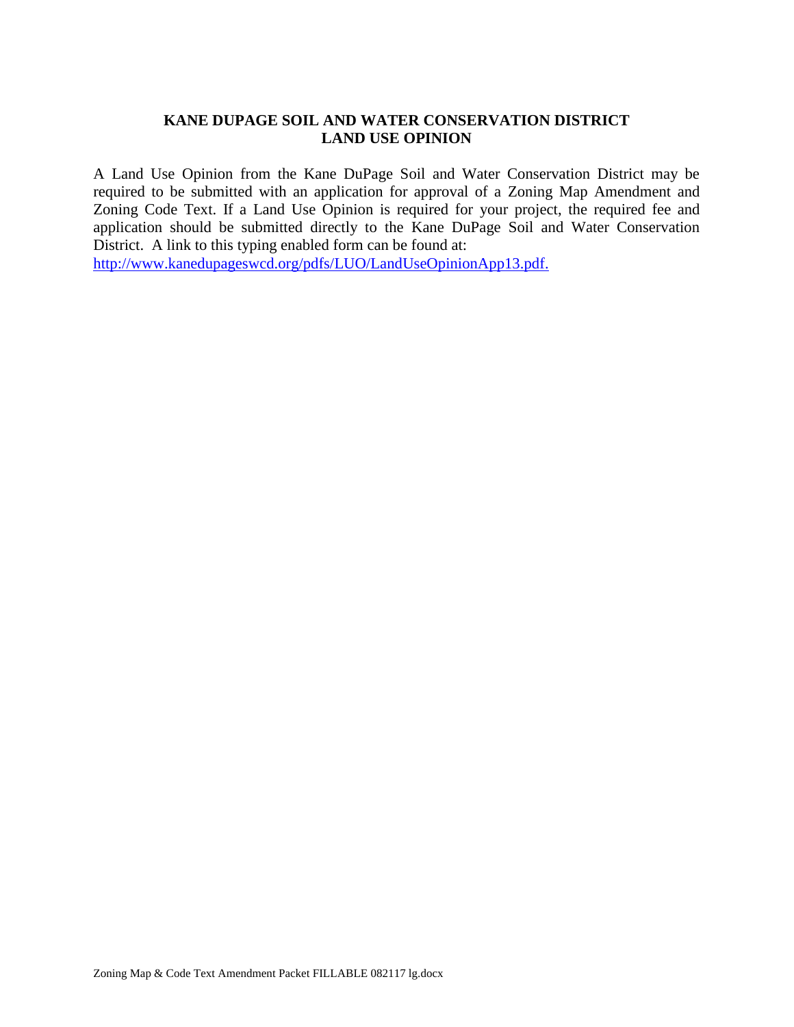# KANE DUPAGE SOIL AND WATER CONSERVATION DISTRICT
## LAND USE OPINION

A Land Use Opinion from the Kane DuPage Soil and Water Conservation District may be required to be submitted with an application for approval of a Zoning Map Amendment and Zoning Code Text. If a Land Use Opinion is required for your project, the required fee and application should be submitted directly to the Kane DuPage Soil and Water Conservation District. A link to this typing enabled form can be found at:
http://www.kanedupageswcd.org/pdfs/LUO/LandUseOpinionApp13.pdf.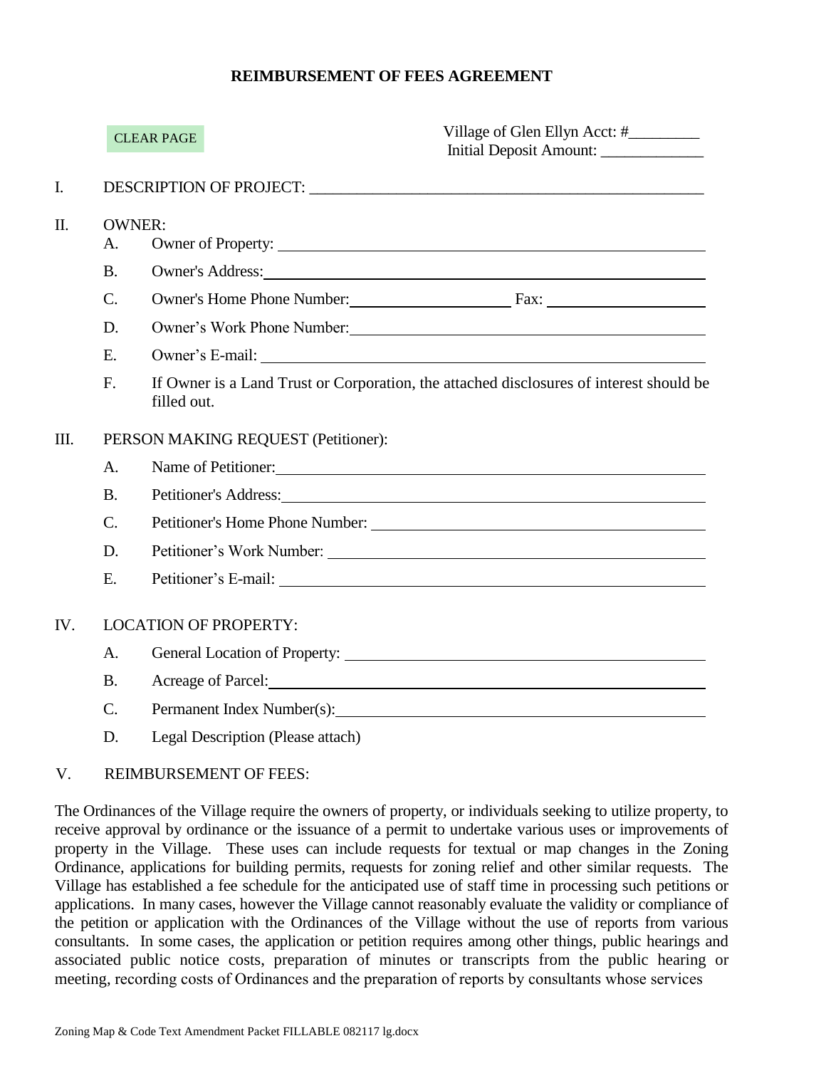# REIMBURSEMENT OF FEES AGREEMENT

CLEAR PAGE

Village of Glen Ellyn Acct: #_________
Initial Deposit Amount: _____________

I. DESCRIPTION OF PROJECT: ____________________________________________________

II. OWNER:

- A. Owner of Property: ____________________________________________________
- B. Owner's Address: ____________________________________________________
- C. Owner's Home Phone Number: ____________________ Fax: ____________________
- D. Owner's Work Phone Number: ____________________________________________________
- E. Owner's E-mail: ____________________________________________________
- F. If Owner is a Land Trust or Corporation, the attached disclosures of interest should be filled out.

III. PERSON MAKING REQUEST (Petitioner):

- A. Name of Petitioner: ____________________________________________________
- B. Petitioner's Address: ____________________________________________________
- C. Petitioner's Home Phone Number: ____________________________________________________
- D. Petitioner's Work Number: ____________________________________________________
- E. Petitioner's E-mail: ____________________________________________________

IV. LOCATION OF PROPERTY:

- A. General Location of Property: ____________________________________________________
- B. Acreage of Parcel: ____________________________________________________
- C. Permanent Index Number(s): ____________________________________________________
- D. Legal Description (Please attach)

V. REIMBURSEMENT OF FEES:

The Ordinances of the Village require the owners of property, or individuals seeking to utilize property, to receive approval by ordinance or the issuance of a permit to undertake various uses or improvements of property in the Village. These uses can include requests for textual or map changes in the Zoning Ordinance, applications for building permits, requests for zoning relief and other similar requests. The Village has established a fee schedule for the anticipated use of staff time in processing such petitions or applications. In many cases, however the Village cannot reasonably evaluate the validity or compliance of the petition or application with the Ordinances of the Village without the use of reports from various consultants. In some cases, the application or petition requires among other things, public hearings and associated public notice costs, preparation of minutes or transcripts from the public hearing or meeting, recording costs of Ordinances and the preparation of reports by consultants whose services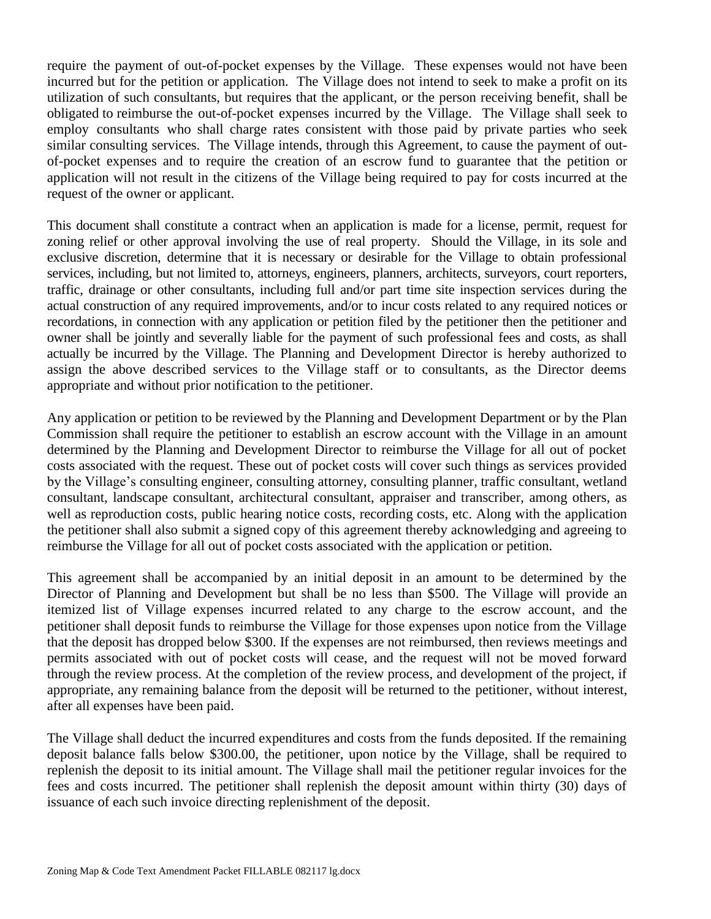require the payment of out-of-pocket expenses by the Village. These expenses would not have been incurred but for the petition or application. The Village does not intend to seek to make a profit on its utilization of such consultants, but requires that the applicant, or the person receiving benefit, shall be obligated to reimburse the out-of-pocket expenses incurred by the Village. The Village shall seek to employ consultants who shall charge rates consistent with those paid by private parties who seek similar consulting services. The Village intends, through this Agreement, to cause the payment of out-of-pocket expenses and to require the creation of an escrow fund to guarantee that the petition or application will not result in the citizens of the Village being required to pay for costs incurred at the request of the owner or applicant.

This document shall constitute a contract when an application is made for a license, permit, request for zoning relief or other approval involving the use of real property. Should the Village, in its sole and exclusive discretion, determine that it is necessary or desirable for the Village to obtain professional services, including, but not limited to, attorneys, engineers, planners, architects, surveyors, court reporters, traffic, drainage or other consultants, including full and/or part time site inspection services during the actual construction of any required improvements, and/or to incur costs related to any required notices or recordations, in connection with any application or petition filed by the petitioner then the petitioner and owner shall be jointly and severally liable for the payment of such professional fees and costs, as shall actually be incurred by the Village. The Planning and Development Director is hereby authorized to assign the above described services to the Village staff or to consultants, as the Director deems appropriate and without prior notification to the petitioner.

Any application or petition to be reviewed by the Planning and Development Department or by the Plan Commission shall require the petitioner to establish an escrow account with the Village in an amount determined by the Planning and Development Director to reimburse the Village for all out of pocket costs associated with the request. These out of pocket costs will cover such things as services provided by the Village's consulting engineer, consulting attorney, consulting planner, traffic consultant, wetland consultant, landscape consultant, architectural consultant, appraiser and transcriber, among others, as well as reproduction costs, public hearing notice costs, recording costs, etc. Along with the application the petitioner shall also submit a signed copy of this agreement thereby acknowledging and agreeing to reimburse the Village for all out of pocket costs associated with the application or petition.

This agreement shall be accompanied by an initial deposit in an amount to be determined by the Director of Planning and Development but shall be no less than $500. The Village will provide an itemized list of Village expenses incurred related to any charge to the escrow account, and the petitioner shall deposit funds to reimburse the Village for those expenses upon notice from the Village that the deposit has dropped below $300. If the expenses are not reimbursed, then reviews meetings and permits associated with out of pocket costs will cease, and the request will not be moved forward through the review process. At the completion of the review process, and development of the project, if appropriate, any remaining balance from the deposit will be returned to the petitioner, without interest, after all expenses have been paid.

The Village shall deduct the incurred expenditures and costs from the funds deposited. If the remaining deposit balance falls below $300.00, the petitioner, upon notice by the Village, shall be required to replenish the deposit to its initial amount. The Village shall mail the petitioner regular invoices for the fees and costs incurred. The petitioner shall replenish the deposit amount within thirty (30) days of issuance of each such invoice directing replenishment of the deposit.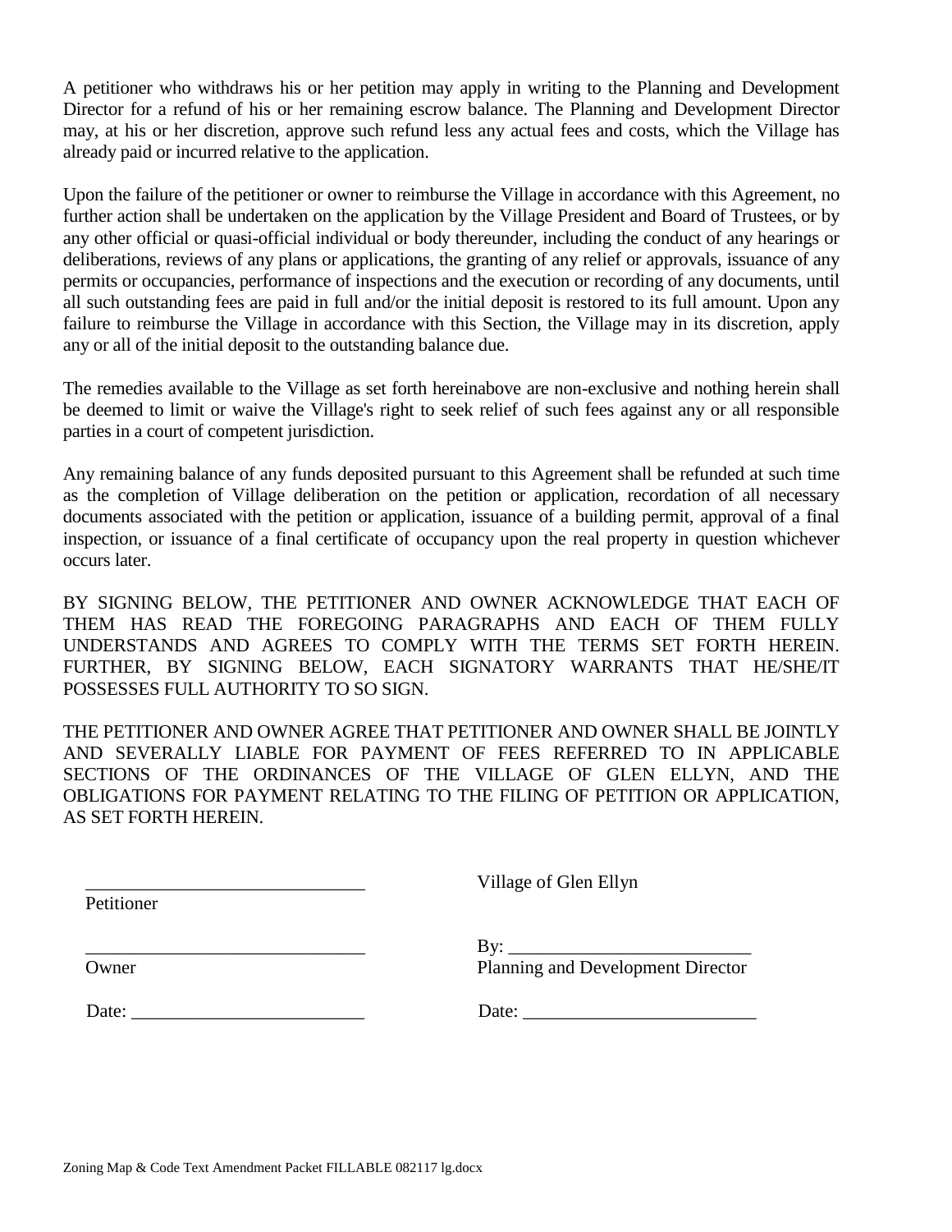A petitioner who withdraws his or her petition may apply in writing to the Planning and Development Director for a refund of his or her remaining escrow balance. The Planning and Development Director may, at his or her discretion, approve such refund less any actual fees and costs, which the Village has already paid or incurred relative to the application.

Upon the failure of the petitioner or owner to reimburse the Village in accordance with this Agreement, no further action shall be undertaken on the application by the Village President and Board of Trustees, or by any other official or quasi-official individual or body thereunder, including the conduct of any hearings or deliberations, reviews of any plans or applications, the granting of any relief or approvals, issuance of any permits or occupancies, performance of inspections and the execution or recording of any documents, until all such outstanding fees are paid in full and/or the initial deposit is restored to its full amount. Upon any failure to reimburse the Village in accordance with this Section, the Village may in its discretion, apply any or all of the initial deposit to the outstanding balance due.

The remedies available to the Village as set forth hereinabove are non-exclusive and nothing herein shall be deemed to limit or waive the Village's right to seek relief of such fees against any or all responsible parties in a court of competent jurisdiction.

Any remaining balance of any funds deposited pursuant to this Agreement shall be refunded at such time as the completion of Village deliberation on the petition or application, recordation of all necessary documents associated with the petition or application, issuance of a building permit, approval of a final inspection, or issuance of a final certificate of occupancy upon the real property in question whichever occurs later.

BY SIGNING BELOW, THE PETITIONER AND OWNER ACKNOWLEDGE THAT EACH OF THEM HAS READ THE FOREGOING PARAGRAPHS AND EACH OF THEM FULLY UNDERSTANDS AND AGREES TO COMPLY WITH THE TERMS SET FORTH HEREIN. FURTHER, BY SIGNING BELOW, EACH SIGNATORY WARRANTS THAT HE/SHE/IT POSSESSES FULL AUTHORITY TO SO SIGN.

THE PETITIONER AND OWNER AGREE THAT PETITIONER AND OWNER SHALL BE JOINTLY AND SEVERALLY LIABLE FOR PAYMENT OF FEES REFERRED TO IN APPLICABLE SECTIONS OF THE ORDINANCES OF THE VILLAGE OF GLEN ELLYN, AND THE OBLIGATIONS FOR PAYMENT RELATING TO THE FILING OF PETITION OR APPLICATION, AS SET FORTH HEREIN.

\_\_\_\_\_\_\_\_\_\_\_\_\_\_\_\_\_\_\_\_\_\_\_\_\_\_\_\_\_\_
Petitioner

\_\_\_\_\_\_\_\_\_\_\_\_\_\_\_\_\_\_\_\_\_\_\_\_\_\_\_\_\_\_
Owner

Date: \_\_\_\_\_\_\_\_\_\_\_\_\_\_\_\_\_\_\_\_\_\_\_\_\_

Village of Glen Ellyn

By: \_\_\_\_\_\_\_\_\_\_\_\_\_\_\_\_\_\_\_\_\_\_\_\_\_\_
Planning and Development Director

Date: \_\_\_\_\_\_\_\_\_\_\_\_\_\_\_\_\_\_\_\_\_\_\_\_\_